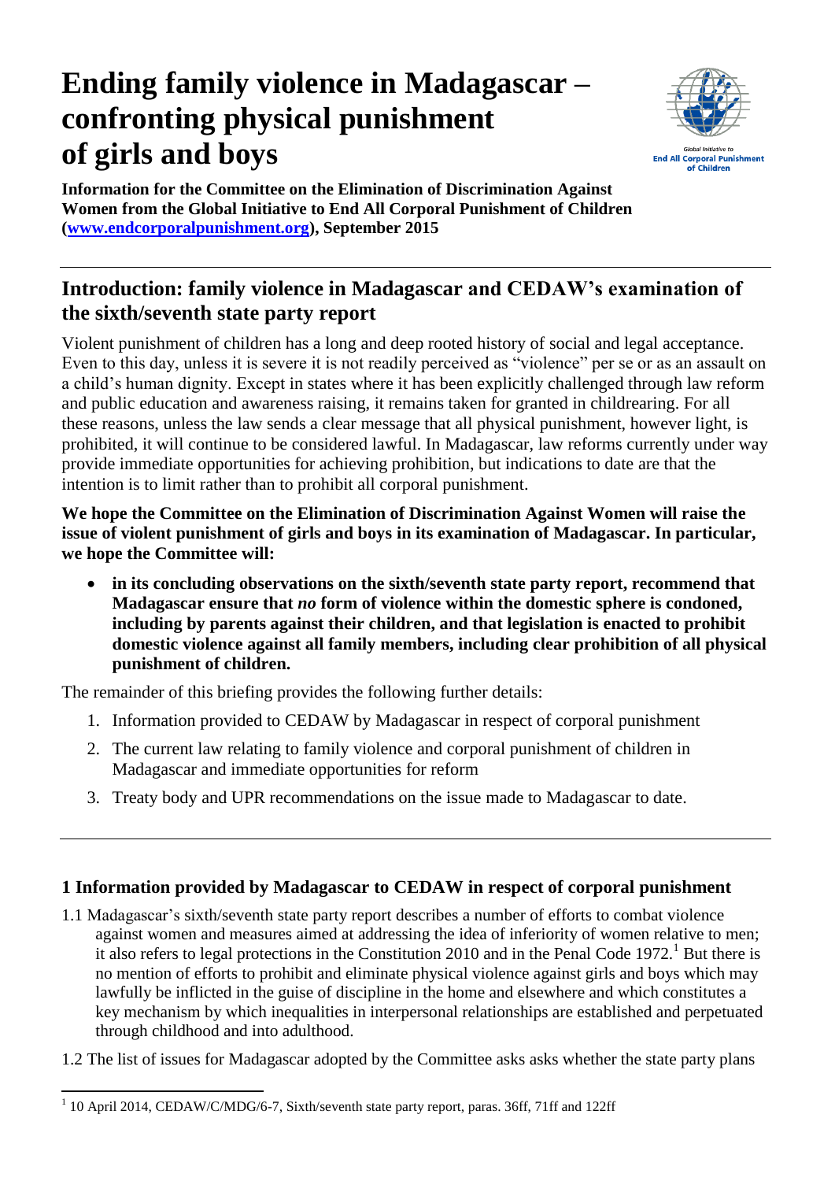# Ending family violence in Madagascar – confronting physical punishment of girls and boys

**Information for the Committee on the Elimination of Discrimination Against Women from the Global Initiative to End All Corporal Punishment of Children ([www.endcorporalpunishment.org](www.endcorporalpunishment.org)), September 2015**

## Introduction: family violence in Madagascar and CEDAW's examination of the sixth/seventh state party report

Violent punishment of children has a long and deep rooted history of social and legal acceptance. Even to this day, unless it is severe it is not readily perceived as "violence" per se or as an assault on a child's human dignity. Except in states where it has been explicitly challenged through law reform and public education and awareness raising, it remains taken for granted in childrearing. For all these reasons, unless the law sends a clear message that all physical punishment, however light, is prohibited, it will continue to be considered lawful. In Madagascar, law reforms currently under way provide immediate opportunities for achieving prohibition, but indications to date are that the intention is to limit rather than to prohibit all corporal punishment.

**We hope the Committee on the Elimination of Discrimination Against Women will raise the issue of violent punishment of girls and boys in its examination of Madagascar. In particular, we hope the Committee will:**

- **in its concluding observations on the sixth/seventh state party report, recommend that Madagascar ensure that *no* form of violence within the domestic sphere is condoned, including by parents against their children, and that legislation is enacted to prohibit domestic violence against all family members, including clear prohibition of all physical punishment of children.**

The remainder of this briefing provides the following further details:

1. Information provided to CEDAW by Madagascar in respect of corporal punishment
2. The current law relating to family violence and corporal punishment of children in Madagascar and immediate opportunities for reform
3. Treaty body and UPR recommendations on the issue made to Madagascar to date.

### 1 Information provided by Madagascar to CEDAW in respect of corporal punishment

1.1 Madagascar's sixth/seventh state party report describes a number of efforts to combat violence against women and measures aimed at addressing the idea of inferiority of women relative to men; it also refers to legal protections in the Constitution 2010 and in the Penal Code 1972.[1] But there is no mention of efforts to prohibit and eliminate physical violence against girls and boys which may lawfully be inflicted in the guise of discipline in the home and elsewhere and which constitutes a key mechanism by which inequalities in interpersonal relationships are established and perpetuated through childhood and into adulthood.

1.2 The list of issues for Madagascar adopted by the Committee asks asks whether the state party plans

---

[1] 10 April 2014, CEDAW/C/MDG/6-7, Sixth/seventh state party report, paras. 36ff, 71ff and 122ff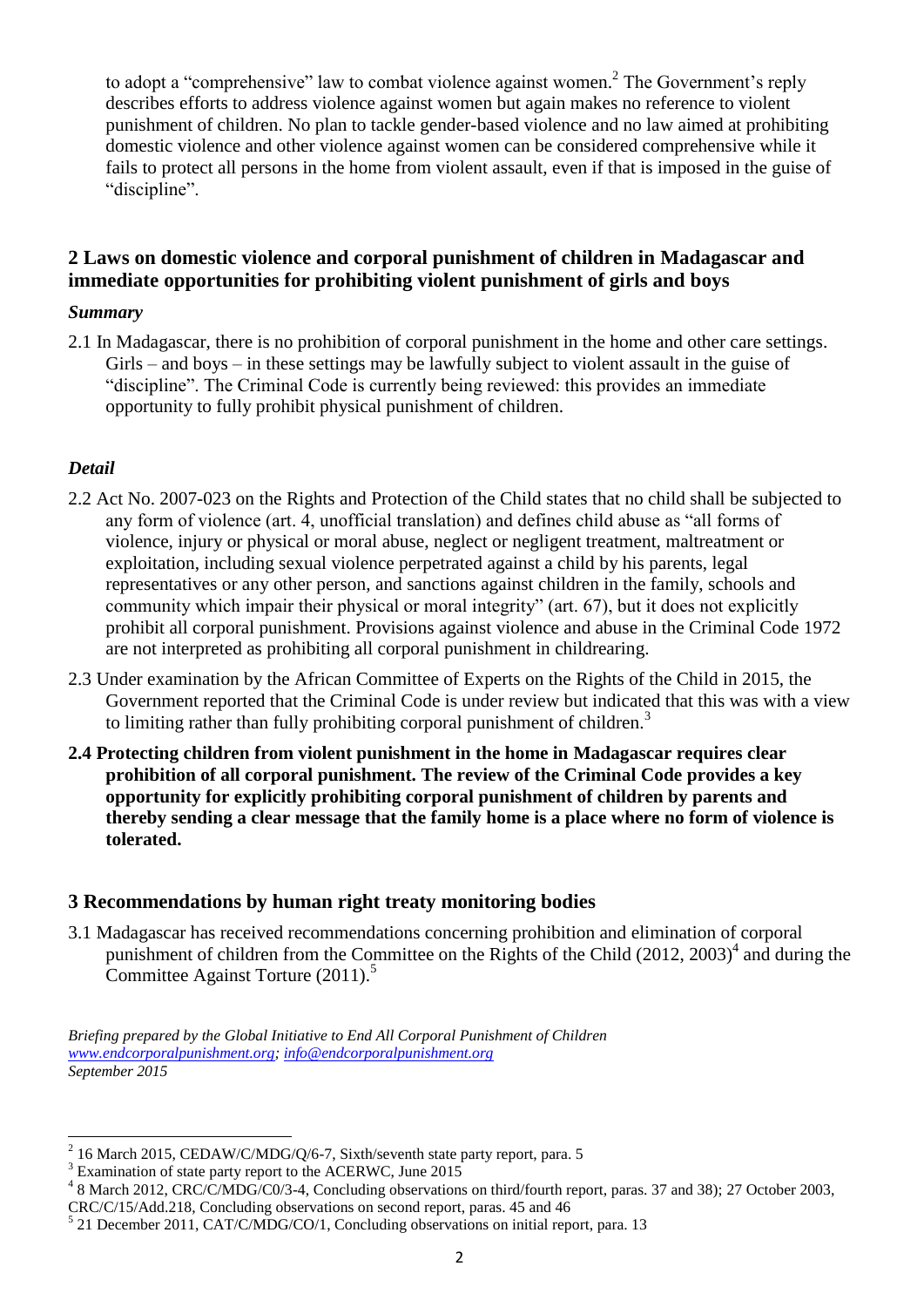to adopt a "comprehensive" law to combat violence against women.[2] The Government's reply describes efforts to address violence against women but again makes no reference to violent punishment of children. No plan to tackle gender-based violence and no law aimed at prohibiting domestic violence and other violence against women can be considered comprehensive while it fails to protect all persons in the home from violent assault, even if that is imposed in the guise of "discipline".

## 2 Laws on domestic violence and corporal punishment of children in Madagascar and immediate opportunities for prohibiting violent punishment of girls and boys

### *Summary*

2.1 In Madagascar, there is no prohibition of corporal punishment in the home and other care settings. Girls – and boys – in these settings may be lawfully subject to violent assault in the guise of "discipline". The Criminal Code is currently being reviewed: this provides an immediate opportunity to fully prohibit physical punishment of children.

### *Detail*

2.2 Act No. 2007-023 on the Rights and Protection of the Child states that no child shall be subjected to any form of violence (art. 4, unofficial translation) and defines child abuse as "all forms of violence, injury or physical or moral abuse, neglect or negligent treatment, maltreatment or exploitation, including sexual violence perpetrated against a child by his parents, legal representatives or any other person, and sanctions against children in the family, schools and community which impair their physical or moral integrity" (art. 67), but it does not explicitly prohibit all corporal punishment. Provisions against violence and abuse in the Criminal Code 1972 are not interpreted as prohibiting all corporal punishment in childrearing.

2.3 Under examination by the African Committee of Experts on the Rights of the Child in 2015, the Government reported that the Criminal Code is under review but indicated that this was with a view to limiting rather than fully prohibiting corporal punishment of children.[3]

**2.4 Protecting children from violent punishment in the home in Madagascar requires clear prohibition of all corporal punishment. The review of the Criminal Code provides a key opportunity for explicitly prohibiting corporal punishment of children by parents and thereby sending a clear message that the family home is a place where no form of violence is tolerated.**

## 3 Recommendations by human right treaty monitoring bodies

3.1 Madagascar has received recommendations concerning prohibition and elimination of corporal punishment of children from the Committee on the Rights of the Child (2012, 2003)[4] and during the Committee Against Torture (2011).[5]

*Briefing prepared by the Global Initiative to End All Corporal Punishment of Children*
*www.endcorporalpunishment.org; info@endcorporalpunishment.org*
*September 2015*

---

[2] 16 March 2015, CEDAW/C/MDG/Q/6-7, Sixth/seventh state party report, para. 5

[3] Examination of state party report to the ACERWC, June 2015

[4] 8 March 2012, CRC/C/MDG/C0/3-4, Concluding observations on third/fourth report, paras. 37 and 38); 27 October 2003, CRC/C/15/Add.218, Concluding observations on second report, paras. 45 and 46

[5] 21 December 2011, CAT/C/MDG/CO/1, Concluding observations on initial report, para. 13